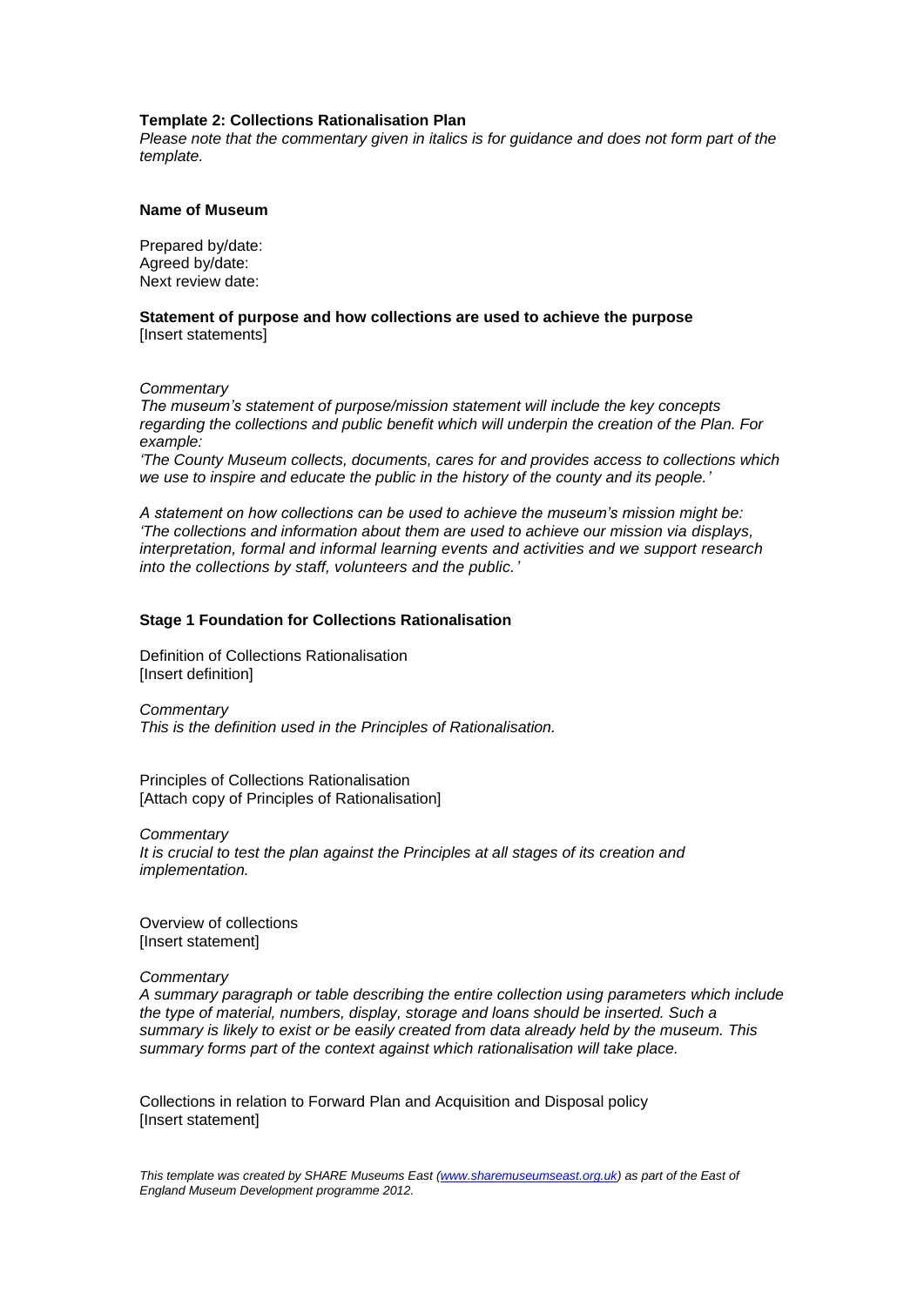**Template 2: Collections Rationalisation Plan**

*Please note that the commentary given in italics is for guidance and does not form part of the template.*

**Name of Museum**

Prepared by/date:
Agreed by/date:
Next review date:

**Statement of purpose and how collections are used to achieve the purpose**
[Insert statements]

*Commentary*
*The museum's statement of purpose/mission statement will include the key concepts regarding the collections and public benefit which will underpin the creation of the Plan. For example:*
*'The County Museum collects, documents, cares for and provides access to collections which we use to inspire and educate the public in the history of the county and its people.'*

*A statement on how collections can be used to achieve the museum's mission might be:*
*'The collections and information about them are used to achieve our mission via displays, interpretation, formal and informal learning events and activities and we support research into the collections by staff, volunteers and the public.'*

**Stage 1 Foundation for Collections Rationalisation**

Definition of Collections Rationalisation
[Insert definition]

*Commentary*
*This is the definition used in the Principles of Rationalisation.*

Principles of Collections Rationalisation
[Attach copy of Principles of Rationalisation]

*Commentary*
*It is crucial to test the plan against the Principles at all stages of its creation and implementation.*

Overview of collections
[Insert statement]

*Commentary*
*A summary paragraph or table describing the entire collection using parameters which include the type of material, numbers, display, storage and loans should be inserted. Such a summary is likely to exist or be easily created from data already held by the museum. This summary forms part of the context against which rationalisation will take place.*

Collections in relation to Forward Plan and Acquisition and Disposal policy
[Insert statement]

*This template was created by SHARE Museums East (www.sharemuseumseast.org.uk) as part of the East of England Museum Development programme 2012.*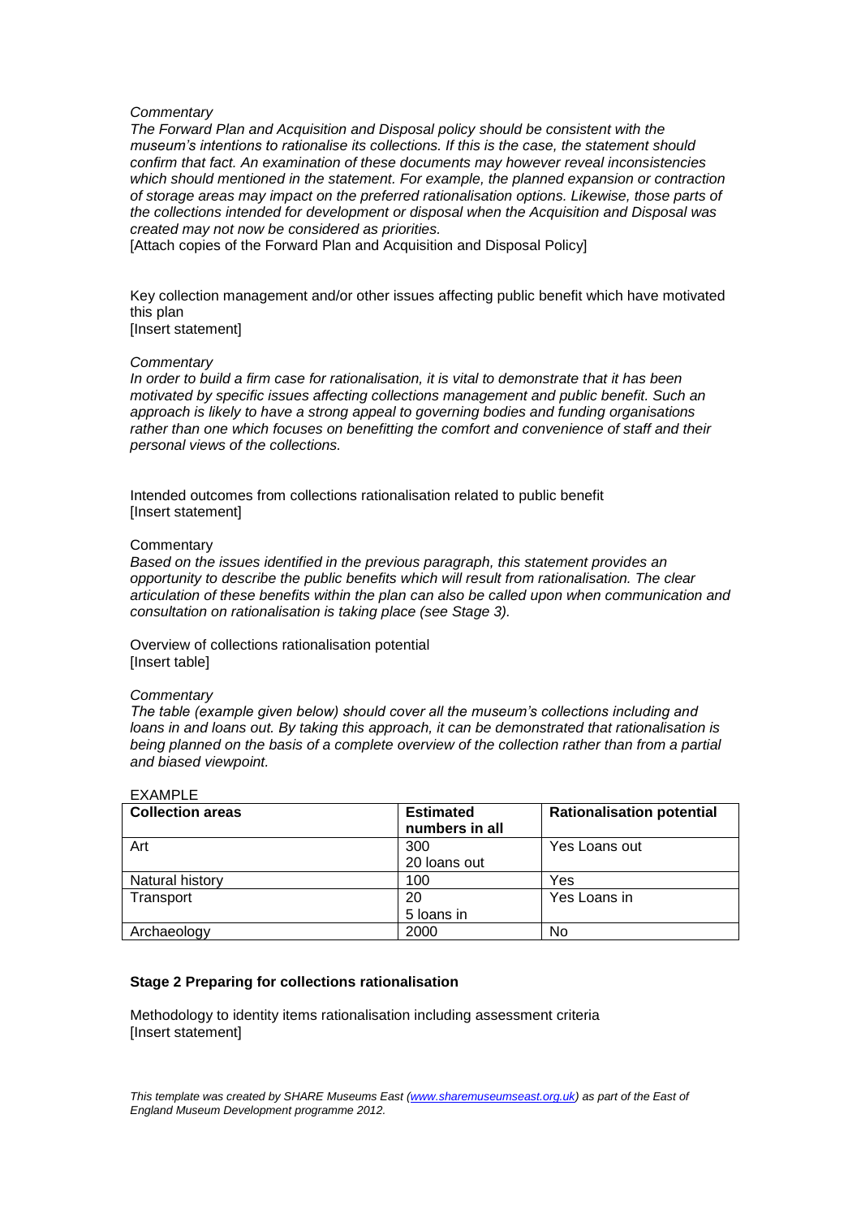*Commentary*

*The Forward Plan and Acquisition and Disposal policy should be consistent with the museum's intentions to rationalise its collections. If this is the case, the statement should confirm that fact. An examination of these documents may however reveal inconsistencies which should mentioned in the statement. For example, the planned expansion or contraction of storage areas may impact on the preferred rationalisation options. Likewise, those parts of the collections intended for development or disposal when the Acquisition and Disposal was created may not now be considered as priorities.*

[Attach copies of the Forward Plan and Acquisition and Disposal Policy]

Key collection management and/or other issues affecting public benefit which have motivated this plan
[Insert statement]

*Commentary*

*In order to build a firm case for rationalisation, it is vital to demonstrate that it has been motivated by specific issues affecting collections management and public benefit. Such an approach is likely to have a strong appeal to governing bodies and funding organisations rather than one which focuses on benefitting the comfort and convenience of staff and their personal views of the collections.*

Intended outcomes from collections rationalisation related to public benefit
[Insert statement]

Commentary

*Based on the issues identified in the previous paragraph, this statement provides an opportunity to describe the public benefits which will result from rationalisation. The clear articulation of these benefits within the plan can also be called upon when communication and consultation on rationalisation is taking place (see Stage 3).*

Overview of collections rationalisation potential
[Insert table]

*Commentary*

*The table (example given below) should cover all the museum's collections including and loans in and loans out. By taking this approach, it can be demonstrated that rationalisation is being planned on the basis of a complete overview of the collection rather than from a partial and biased viewpoint.*

EXAMPLE

| **Collection areas** | **Estimated numbers in all** | **Rationalisation potential** |
|---|---|---|
| Art | 300<br>20 loans out | Yes Loans out |
| Natural history | 100 | Yes |
| Transport | 20<br>5 loans in | Yes Loans in |
| Archaeology | 2000 | No |

**Stage 2 Preparing for collections rationalisation**

Methodology to identity items rationalisation including assessment criteria
[Insert statement]

*This template was created by SHARE Museums East (www.sharemuseumseast.org.uk) as part of the East of England Museum Development programme 2012.*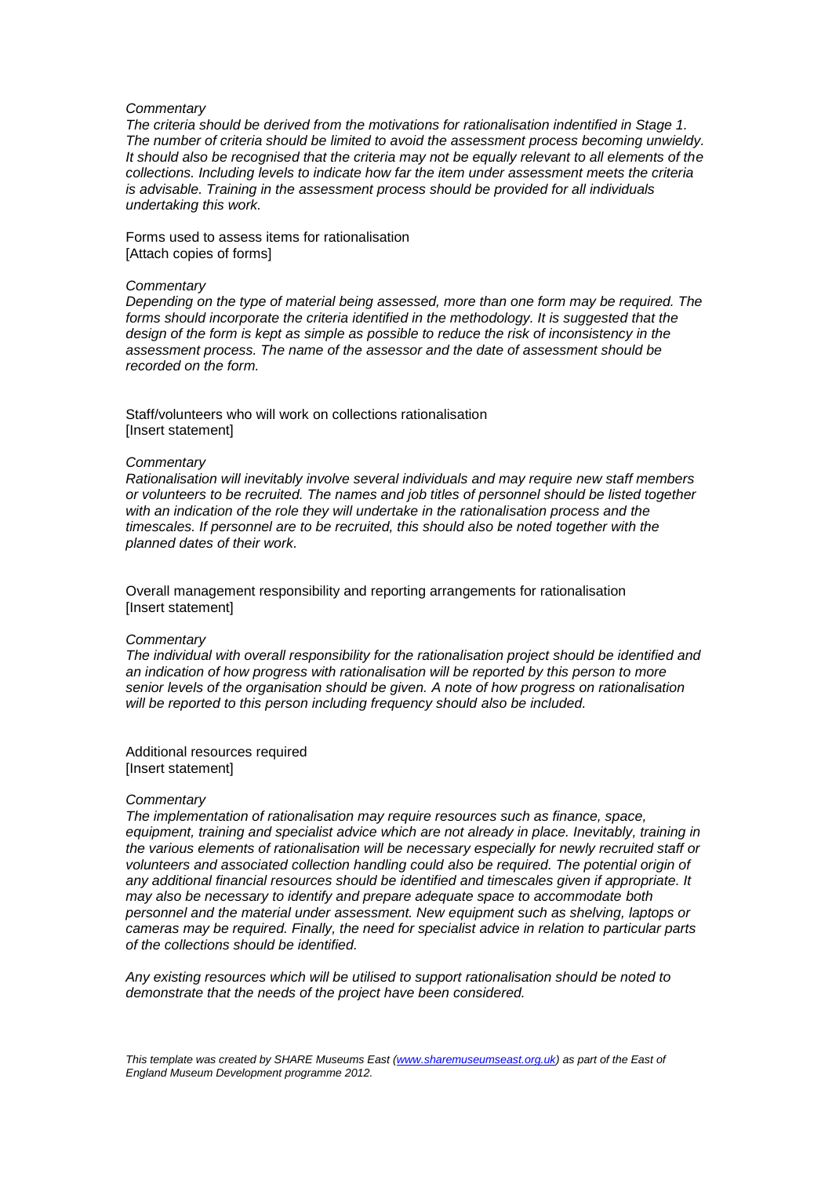*Commentary*
*The criteria should be derived from the motivations for rationalisation indentified in Stage 1. The number of criteria should be limited to avoid the assessment process becoming unwieldy. It should also be recognised that the criteria may not be equally relevant to all elements of the collections. Including levels to indicate how far the item under assessment meets the criteria is advisable. Training in the assessment process should be provided for all individuals undertaking this work.*

Forms used to assess items for rationalisation
[Attach copies of forms]

*Commentary*
*Depending on the type of material being assessed, more than one form may be required. The forms should incorporate the criteria identified in the methodology. It is suggested that the design of the form is kept as simple as possible to reduce the risk of inconsistency in the assessment process. The name of the assessor and the date of assessment should be recorded on the form.*

Staff/volunteers who will work on collections rationalisation
[Insert statement]

*Commentary*
*Rationalisation will inevitably involve several individuals and may require new staff members or volunteers to be recruited. The names and job titles of personnel should be listed together with an indication of the role they will undertake in the rationalisation process and the timescales. If personnel are to be recruited, this should also be noted together with the planned dates of their work.*

Overall management responsibility and reporting arrangements for rationalisation
[Insert statement]

*Commentary*
*The individual with overall responsibility for the rationalisation project should be identified and an indication of how progress with rationalisation will be reported by this person to more senior levels of the organisation should be given. A note of how progress on rationalisation will be reported to this person including frequency should also be included.*

Additional resources required
[Insert statement]

*Commentary*
*The implementation of rationalisation may require resources such as finance, space, equipment, training and specialist advice which are not already in place. Inevitably, training in the various elements of rationalisation will be necessary especially for newly recruited staff or volunteers and associated collection handling could also be required. The potential origin of any additional financial resources should be identified and timescales given if appropriate. It may also be necessary to identify and prepare adequate space to accommodate both personnel and the material under assessment. New equipment such as shelving, laptops or cameras may be required. Finally, the need for specialist advice in relation to particular parts of the collections should be identified.*

*Any existing resources which will be utilised to support rationalisation should be noted to demonstrate that the needs of the project have been considered.*

*This template was created by SHARE Museums East (www.sharemuseumseast.org.uk) as part of the East of England Museum Development programme 2012.*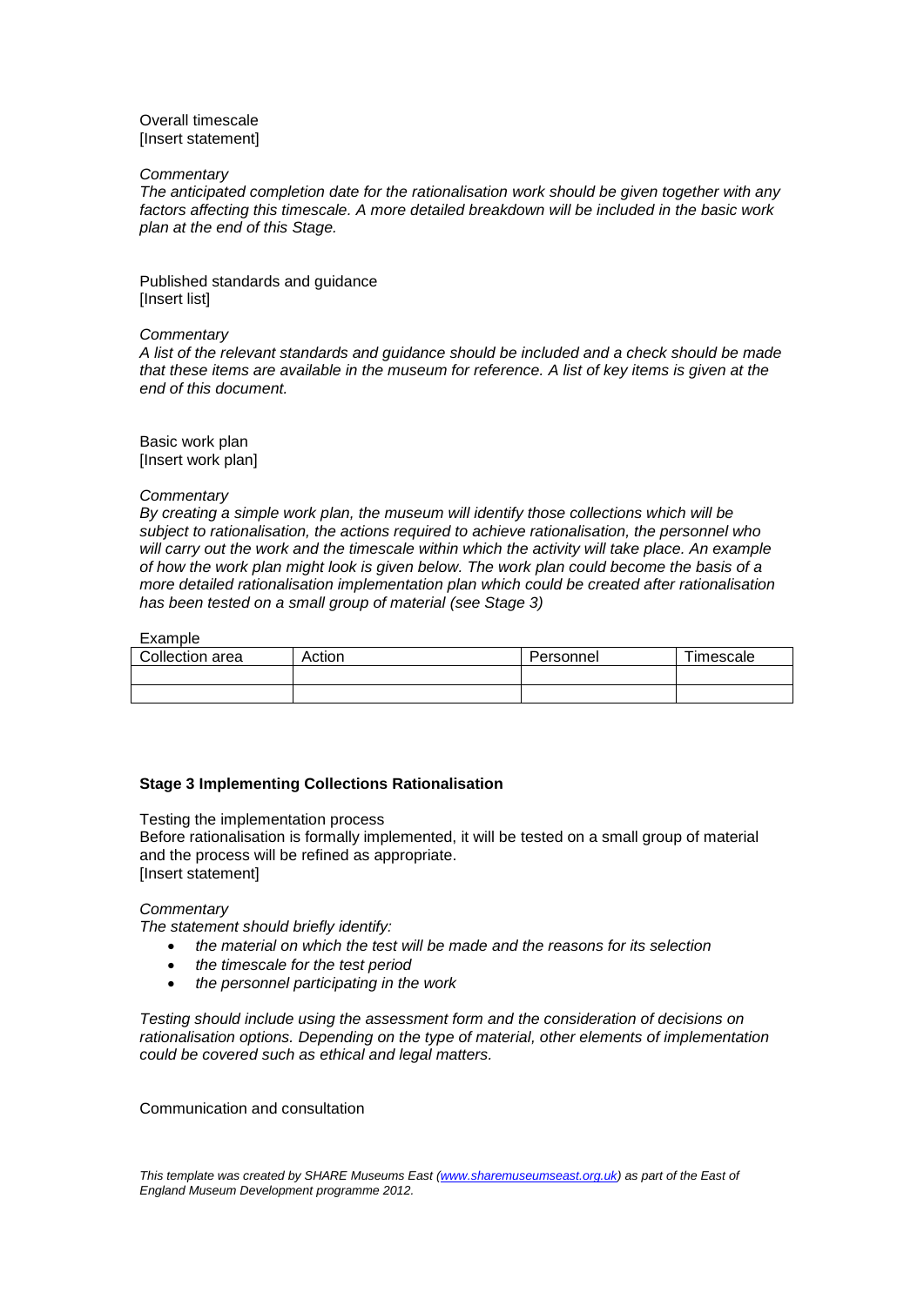Overall timescale
[Insert statement]

*Commentary*
*The anticipated completion date for the rationalisation work should be given together with any factors affecting this timescale. A more detailed breakdown will be included in the basic work plan at the end of this Stage.*

Published standards and guidance
[Insert list]

*Commentary*
*A list of the relevant standards and guidance should be included and a check should be made that these items are available in the museum for reference. A list of key items is given at the end of this document.*

Basic work plan
[Insert work plan]

*Commentary*
*By creating a simple work plan, the museum will identify those collections which will be subject to rationalisation, the actions required to achieve rationalisation, the personnel who will carry out the work and the timescale within which the activity will take place. An example of how the work plan might look is given below. The work plan could become the basis of a more detailed rationalisation implementation plan which could be created after rationalisation has been tested on a small group of material (see Stage 3)*

Example

| Collection area | Action | Personnel | Timescale |
|---|---|---|---|
| | | | |
| | | | |

**Stage 3 Implementing Collections Rationalisation**

Testing the implementation process
Before rationalisation is formally implemented, it will be tested on a small group of material and the process will be refined as appropriate.
[Insert statement]

*Commentary*
*The statement should briefly identify:*

- *the material on which the test will be made and the reasons for its selection*
- *the timescale for the test period*
- *the personnel participating in the work*

*Testing should include using the assessment form and the consideration of decisions on rationalisation options. Depending on the type of material, other elements of implementation could be covered such as ethical and legal matters.*

Communication and consultation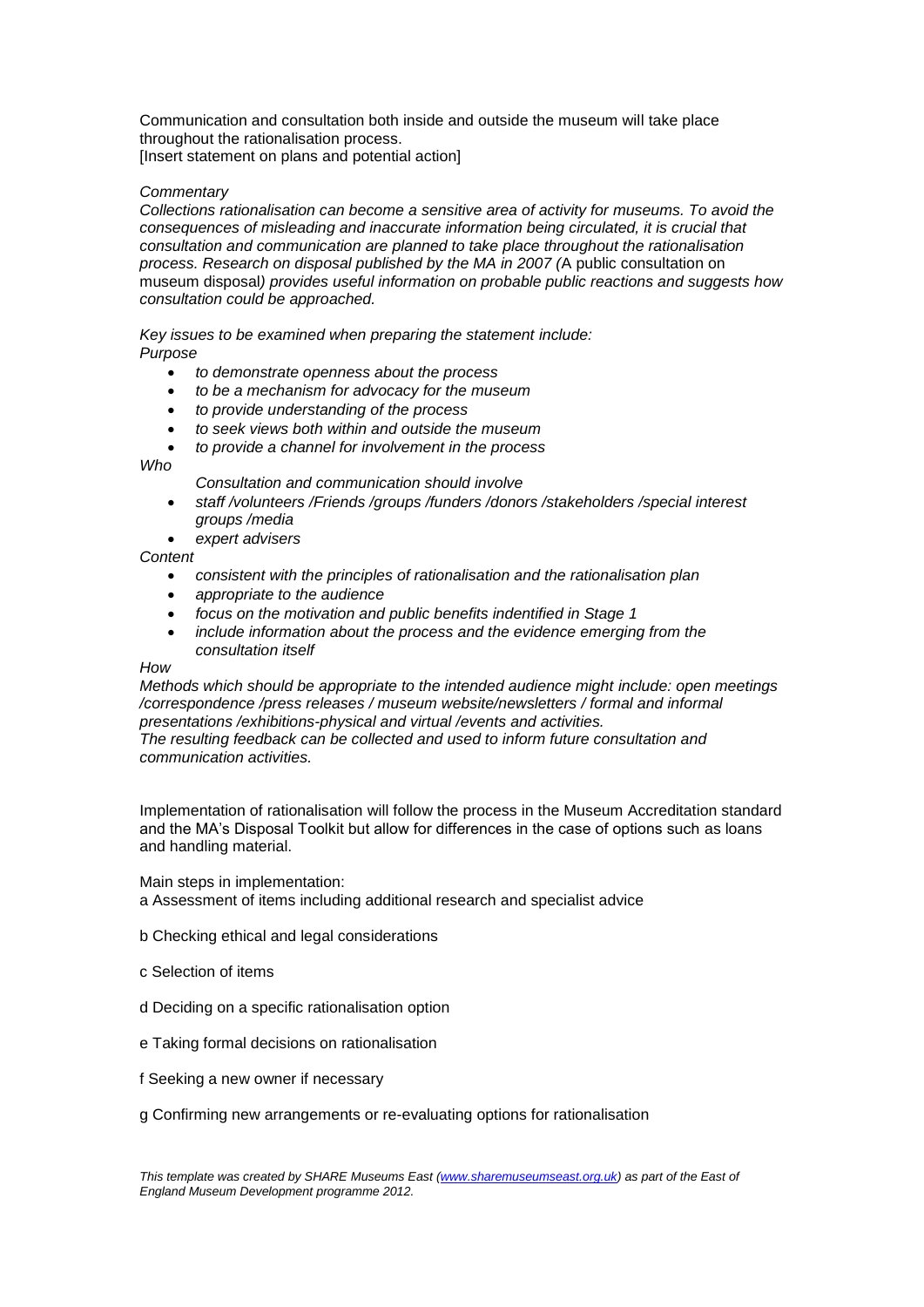Communication and consultation both inside and outside the museum will take place throughout the rationalisation process.
[Insert statement on plans and potential action]

*Commentary*

*Collections rationalisation can become a sensitive area of activity for museums. To avoid the consequences of misleading and inaccurate information being circulated, it is crucial that consultation and communication are planned to take place throughout the rationalisation process. Research on disposal published by the MA in 2007 (*A public consultation on museum disposal*) provides useful information on probable public reactions and suggests how consultation could be approached.*

*Key issues to be examined when preparing the statement include:*

*Purpose*

- *to demonstrate openness about the process*
- *to be a mechanism for advocacy for the museum*
- *to provide understanding of the process*
- *to seek views both within and outside the museum*
- *to provide a channel for involvement in the process*

*Who*

*Consultation and communication should involve*

- *staff /volunteers /Friends /groups /funders /donors /stakeholders /special interest groups /media*
- *expert advisers*

*Content*

- *consistent with the principles of rationalisation and the rationalisation plan*
- *appropriate to the audience*
- *focus on the motivation and public benefits indentified in Stage 1*
- *include information about the process and the evidence emerging from the consultation itself*

*How*

*Methods which should be appropriate to the intended audience might include: open meetings /correspondence /press releases / museum website/newsletters / formal and informal presentations /exhibitions-physical and virtual /events and activities.*
*The resulting feedback can be collected and used to inform future consultation and communication activities.*

Implementation of rationalisation will follow the process in the Museum Accreditation standard and the MA's Disposal Toolkit but allow for differences in the case of options such as loans and handling material.

Main steps in implementation:

a Assessment of items including additional research and specialist advice

b Checking ethical and legal considerations

c Selection of items

d Deciding on a specific rationalisation option

e Taking formal decisions on rationalisation

f Seeking a new owner if necessary

g Confirming new arrangements or re-evaluating options for rationalisation

*This template was created by SHARE Museums East ([www.sharemuseumseast.org.uk](http://www.sharemuseumseast.org.uk)) as part of the East of England Museum Development programme 2012.*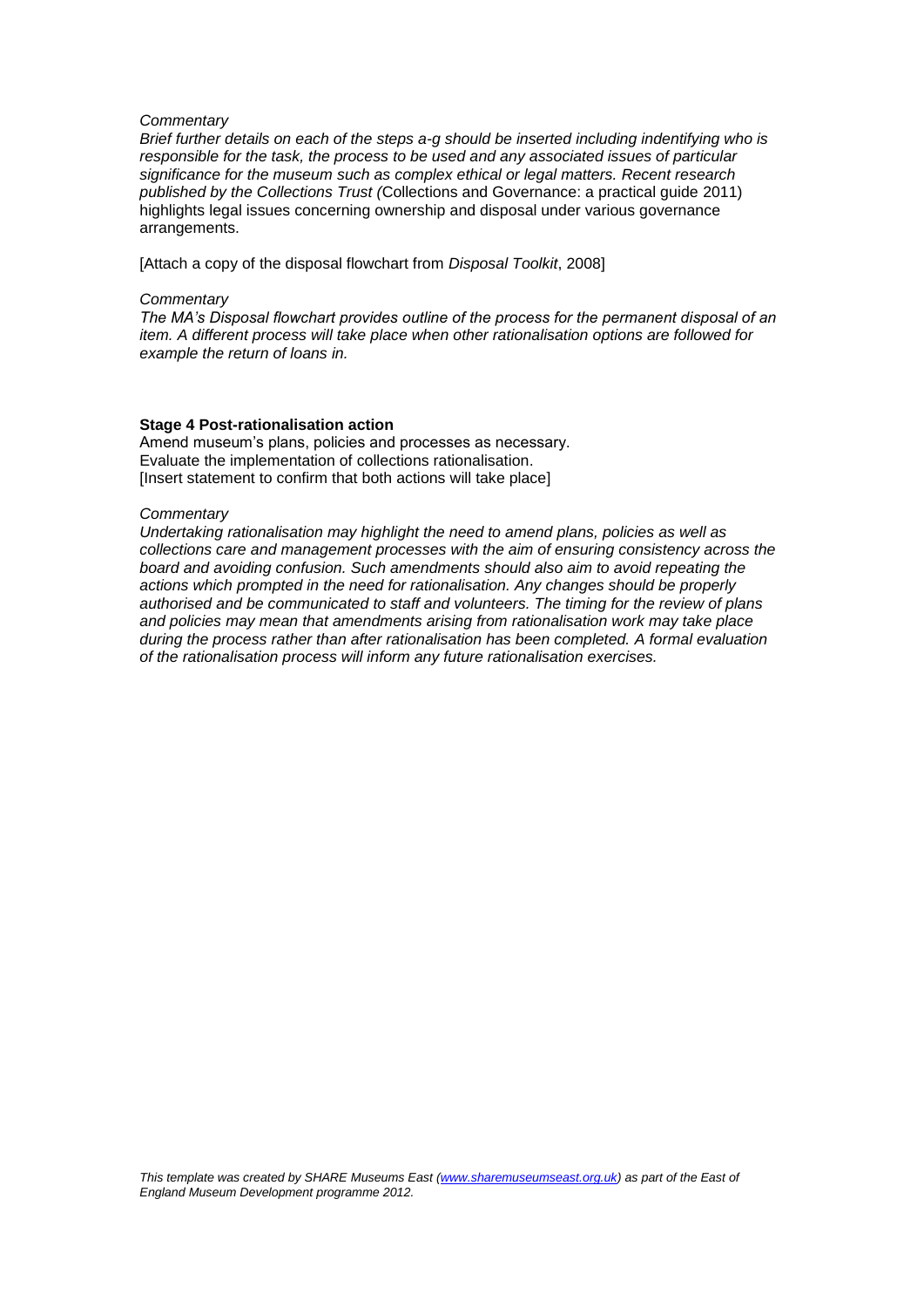*Commentary*

*Brief further details on each of the steps a-g should be inserted including indentifying who is responsible for the task, the process to be used and any associated issues of particular significance for the museum such as complex ethical or legal matters. Recent research published by the Collections Trust (*Collections and Governance: a practical guide 2011) highlights legal issues concerning ownership and disposal under various governance arrangements.

[Attach a copy of the disposal flowchart from *Disposal Toolkit*, 2008]

*Commentary*

*The MA's Disposal flowchart provides outline of the process for the permanent disposal of an item. A different process will take place when other rationalisation options are followed for example the return of loans in.*

**Stage 4 Post-rationalisation action**

Amend museum's plans, policies and processes as necessary.
Evaluate the implementation of collections rationalisation.
[Insert statement to confirm that both actions will take place]

*Commentary*

*Undertaking rationalisation may highlight the need to amend plans, policies as well as collections care and management processes with the aim of ensuring consistency across the board and avoiding confusion. Such amendments should also aim to avoid repeating the actions which prompted in the need for rationalisation. Any changes should be properly authorised and be communicated to staff and volunteers. The timing for the review of plans and policies may mean that amendments arising from rationalisation work may take place during the process rather than after rationalisation has been completed. A formal evaluation of the rationalisation process will inform any future rationalisation exercises.*

*This template was created by SHARE Museums East (www.sharemuseumseast.org.uk) as part of the East of England Museum Development programme 2012.*